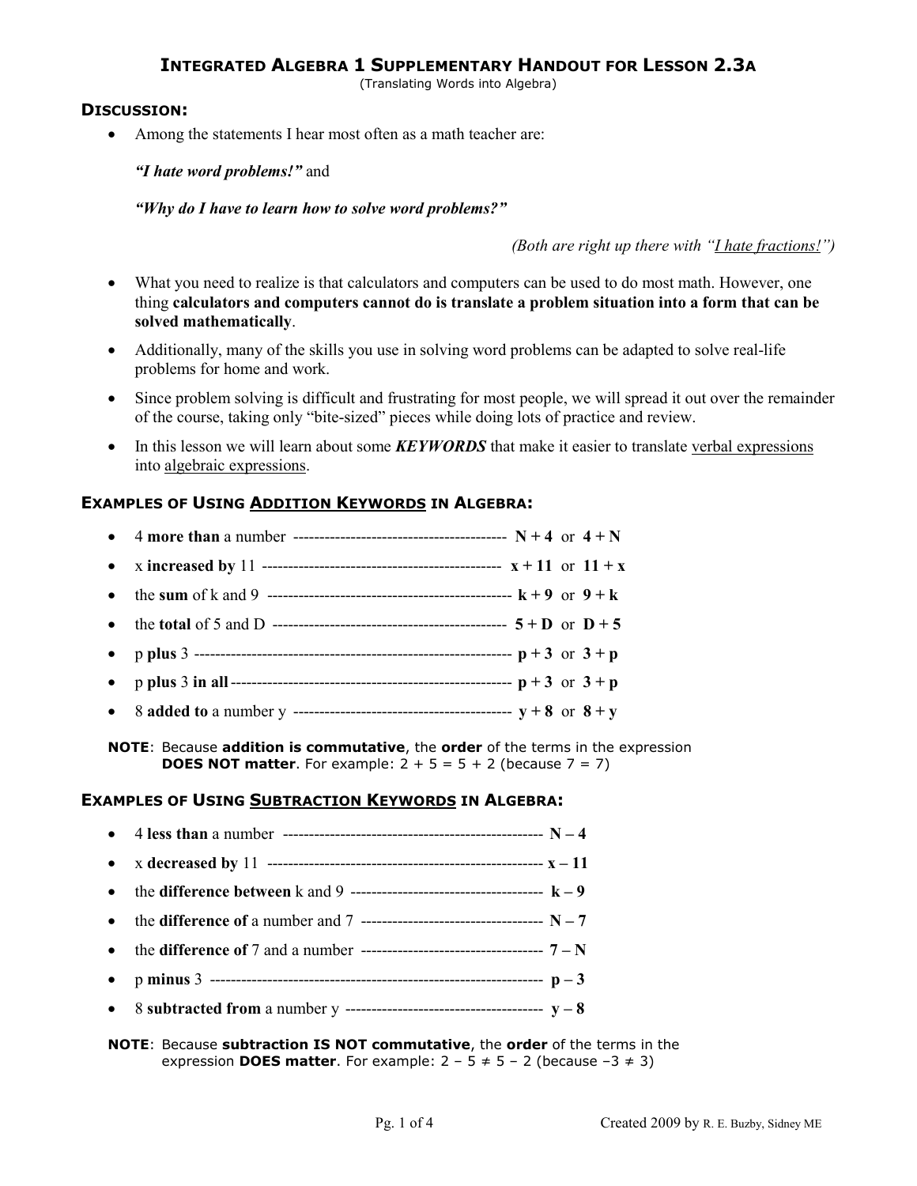# INTEGRATED ALGEBRA 1 SUPPLEMENTARY HANDOUT FOR LESSON 2.3A

(Translating Words into Algebra)

## DISCUSSION:

- Among the statements I hear most often as a math teacher are:

  ***"I hate word problems!"*** and

  ***"Why do I have to learn how to solve word problems?"***

  *(Both are right up there with "I hate fractions!")*

- What you need to realize is that calculators and computers can be used to do most math. However, one thing **calculators and computers cannot do is translate a problem situation into a form that can be solved mathematically**.
- Additionally, many of the skills you use in solving word problems can be adapted to solve real-life problems for home and work.
- Since problem solving is difficult and frustrating for most people, we will spread it out over the remainder of the course, taking only "bite-sized" pieces while doing lots of practice and review.
- In this lesson we will learn about some ***KEYWORDS*** that make it easier to translate verbal expressions into algebraic expressions.

## EXAMPLES OF USING ADDITION KEYWORDS IN ALGEBRA:

- 4 **more than** a number ---------------------------------------- **$N + 4$** or **$4 + N$**
- x **increased by** 11 -------------------------------------------- **$x + 11$** or **$11 + x$**
- the **sum** of k and 9 -------------------------------------------- **$k + 9$** or **$9 + k$**
- the **total** of 5 and D ------------------------------------------ **$5 + D$** or **$D + 5$**
- p **plus** 3 ------------------------------------------------------- **$p + 3$** or **$3 + p$**
- p **plus** 3 **in all** --------------------------------------------- **$p + 3$** or **$3 + p$**
- 8 **added to** a number y ---------------------------------------- **$y + 8$** or **$8 + y$**

**NOTE**: Because **addition is commutative**, the **order** of the terms in the expression **DOES NOT matter**. For example: $2 + 5 = 5 + 2$ (because $7 = 7$)

## EXAMPLES OF USING SUBTRACTION KEYWORDS IN ALGEBRA:

- 4 **less than** a number ------------------------------------------------ **$N – 4$**
- x **decreased by** 11 ---------------------------------------------------- **$x – 11$**
- the **difference between** k and 9 ------------------------------------ **$k – 9$**
- the **difference of** a number and 7 ----------------------------------- **$N – 7$**
- the **difference of** 7 and a number ----------------------------------- **$7 – N$**
- p **minus** 3 ------------------------------------------------------------- **$p – 3$**
- 8 **subtracted from** a number y ------------------------------------- **$y – 8$**

**NOTE**: Because **subtraction IS NOT commutative**, the **order** of the terms in the expression **DOES matter**. For example: $2 – 5 \neq 5 – 2$ (because $–3 \neq 3$)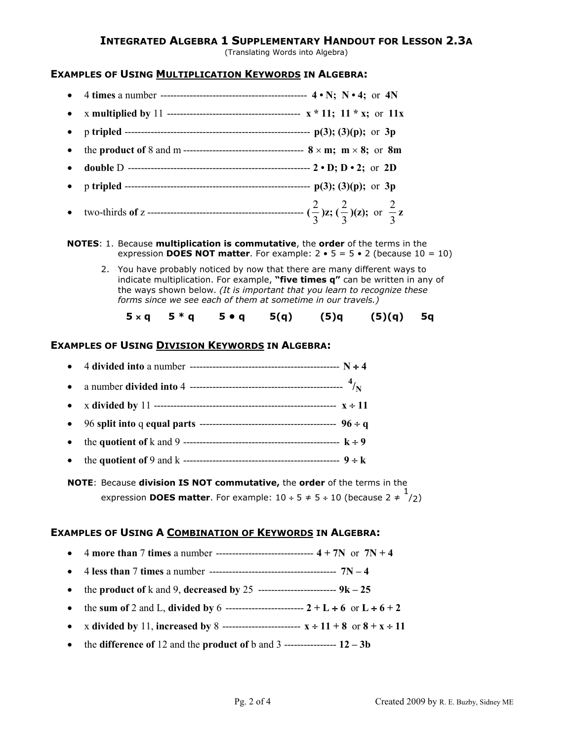# INTEGRATED ALGEBRA 1 SUPPLEMENTARY HANDOUT FOR LESSON 2.3A

(Translating Words into Algebra)

## EXAMPLES OF USING MULTIPLICATION KEYWORDS IN ALGEBRA:

- 4 **times** a number --------------------------------------------- **$4 \bullet N$; $N \bullet 4$;** or **$4N$**
- x **multiplied by** 11 ---------------------------------------- **$x * 11$; $11 * x$;** or **$11x$**
- p **tripled** -------------------------------------------------------- **$p(3)$; $(3)(p)$;** or **$3p$**
- the **product of** 8 and m ------------------------------------ **$8 \times m$; $m \times 8$;** or **$8m$**
- **double** D ------------------------------------------------------- **$2 \bullet D$; $D \bullet 2$;** or **$2D$**
- p **tripled** -------------------------------------------------------- **$p(3)$; $(3)(p)$;** or **$3p$**
- two-thirds **of** z ----------------------------------------------- **$(\frac{2}{3})z$; $(\frac{2}{3})(z)$;** or **$\frac{2}{3}z$**

**NOTES**: 1. Because **multiplication is commutative**, the **order** of the terms in the expression **DOES NOT matter**. For example: $2 \bullet 5 = 5 \bullet 2$ (because $10 = 10$)

2. You have probably noticed by now that there are many different ways to indicate multiplication. For example, **"five times q"** can be written in any of the ways shown below. *(It is important that you learn to recognize these forms since we see each of them at sometime in our travels.)*

**$5 \times q$  $5 * q$  $5 \bullet q$  $5(q)$  $(5)q$  $(5)(q)$  $5q$**

## EXAMPLES OF USING DIVISION KEYWORDS IN ALGEBRA:

- 4 **divided into** a number --------------------------------------------- **$N \div 4$**
- a number **divided into** 4 --------------------------------------------- **$^4/_N$**
- x **divided by** 11 -------------------------------------------------------- **$x \div 11$**
- 96 **split into** q **equal parts** ----------------------------------------- **$96 \div q$**
- the **quotient of** k and 9 ----------------------------------------------- **$k \div 9$**
- the **quotient of** 9 and k ----------------------------------------------- **$9 \div k$**

**NOTE**: Because **division IS NOT commutative,** the **order** of the terms in the expression **DOES matter**. For example: $10 \div 5 \neq 5 \div 10$ (because $2 \neq {}^1/_2$)

## EXAMPLES OF USING A COMBINATION OF KEYWORDS IN ALGEBRA:

- 4 **more than** 7 **times** a number ------------------------------ **$4 + 7N$** or **$7N + 4$**
- 4 **less than** 7 **times** a number -------------------------------------- **$7N – 4$**
- the **product of** k and 9, **decreased by** 25 ------------------------ **$9k – 25$**
- the **sum of** 2 and L, **divided by** 6 ------------------------ **$2 + L \div 6$** or **$L \div 6 + 2$**
- x **divided by** 11, **increased by** 8 ------------------------ **$x \div 11 + 8$** or **$8 + x \div 11$**
- the **difference of** 12 and the **product of** b and 3 ---------------- **$12 – 3b$**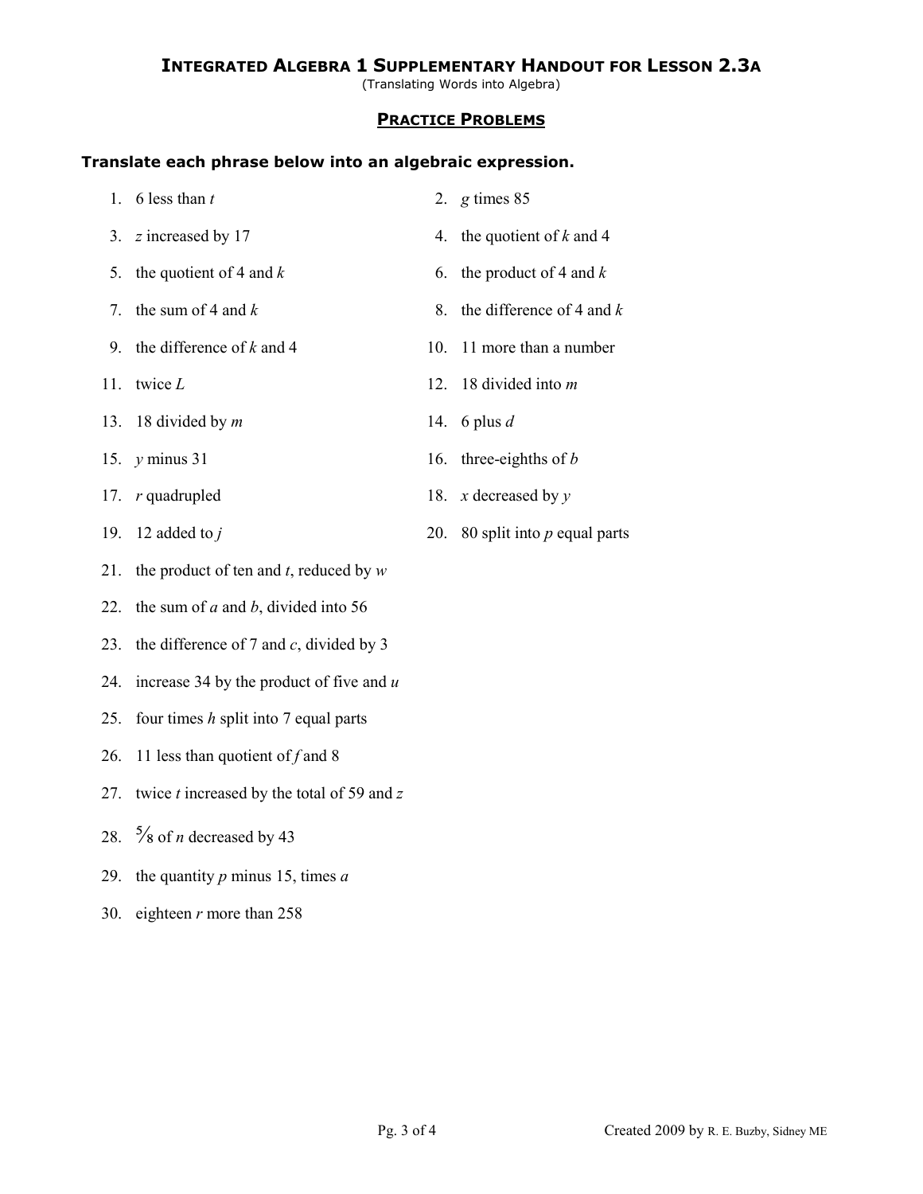# INTEGRATED ALGEBRA 1 SUPPLEMENTARY HANDOUT FOR LESSON 2.3A

(Translating Words into Algebra)

## PRACTICE PROBLEMS

**Translate each phrase below into an algebraic expression.**

1. 6 less than $t$
2. $g$ times 85
3. $z$ increased by 17
4. the quotient of $k$ and 4
5. the quotient of 4 and $k$
6. the product of 4 and $k$
7. the sum of 4 and $k$
8. the difference of 4 and $k$
9. the difference of $k$ and 4
10. 11 more than a number
11. twice $L$
12. 18 divided into $m$
13. 18 divided by $m$
14. 6 plus $d$
15. $y$ minus 31
16. three-eighths of $b$
17. $r$ quadrupled
18. $x$ decreased by $y$
19. 12 added to $j$
20. 80 split into $p$ equal parts
21. the product of ten and $t$, reduced by $w$
22. the sum of $a$ and $b$, divided into 56
23. the difference of 7 and $c$, divided by 3
24. increase 34 by the product of five and $u$
25. four times $h$ split into 7 equal parts
26. 11 less than quotient of $f$ and 8
27. twice $t$ increased by the total of 59 and $z$
28. $\frac{5}{8}$ of $n$ decreased by 43
29. the quantity $p$ minus 15, times $a$
30. eighteen $r$ more than 258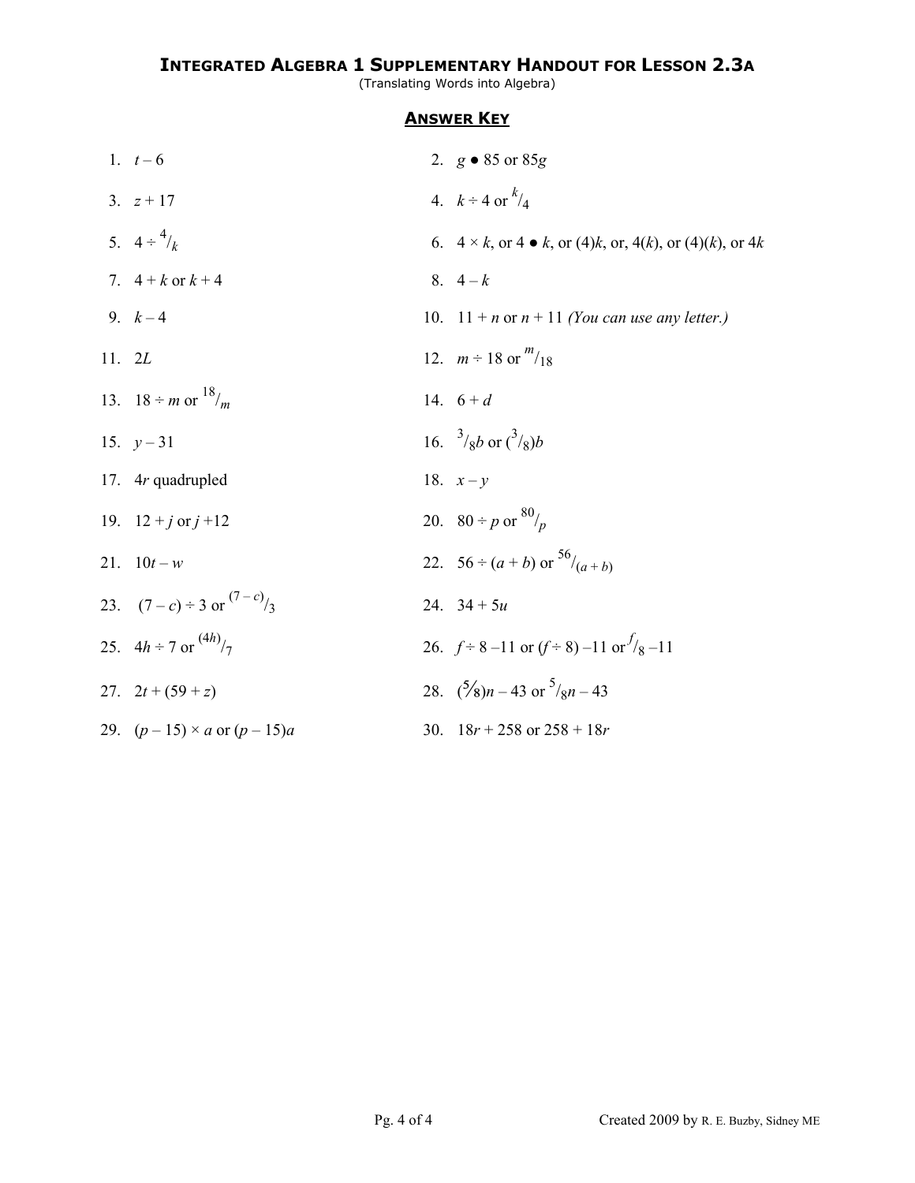# INTEGRATED ALGEBRA 1 SUPPLEMENTARY HANDOUT FOR LESSON 2.3A

(Translating Words into Algebra)

## ANSWER KEY

1. $t - 6$
2. $g \bullet 85$ or $85g$
3. $z + 17$
4. $k \div 4$ or $^{k}/_{4}$
5. $4 \div {}^{4}/_{k}$
6. $4 \times k$, or $4 \bullet k$, or $(4)k$, or, $4(k)$, or $(4)(k)$, or $4k$
7. $4 + k$ or $k + 4$
8. $4 - k$
9. $k - 4$
10. $11 + n$ or $n + 11$ *(You can use any letter.)*
11. $2L$
12. $m \div 18$ or $^{m}/_{18}$
13. $18 \div m$ or $^{18}/_{m}$
14. $6 + d$
15. $y - 31$
16. $^{3}/_{8}b$ or $(^{3}/_{8})b$
17. $4r$ quadrupled
18. $x - y$
19. $12 + j$ or $j + 12$
20. $80 \div p$ or $^{80}/_{p}$
21. $10t - w$
22. $56 \div (a + b)$ or $^{56}/_{(a + b)}$
23. $(7 - c) \div 3$ or $^{(7 - c)}/_{3}$
24. $34 + 5u$
25. $4h \div 7$ or $^{(4h)}/_{7}$
26. $f \div 8 - 11$ or $(f \div 8) - 11$ or $^{f}/_{8} - 11$
27. $2t + (59 + z)$
28. $(^{5}/_{8})n - 43$ or $^{5}/_{8}n - 43$
29. $(p - 15) \times a$ or $(p - 15)a$
30. $18r + 258$ or $258 + 18r$

Created 2009 by R. E. Buzby, Sidney ME